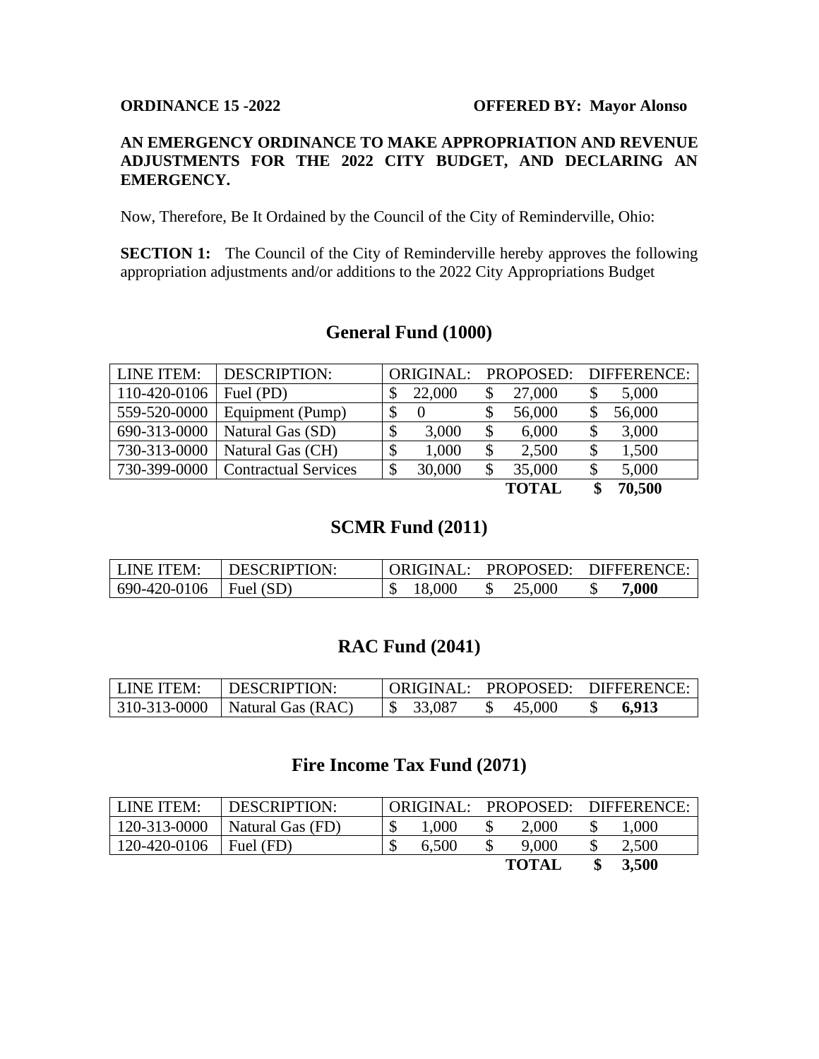**ORDINANCE 15 -2022** **OFFERED BY: Mayor Alonso**

**AN EMERGENCY ORDINANCE TO MAKE APPROPRIATION AND REVENUE ADJUSTMENTS FOR THE 2022 CITY BUDGET, AND DECLARING AN EMERGENCY.**

Now, Therefore, Be It Ordained by the Council of the City of Reminderville, Ohio:

**SECTION 1:** The Council of the City of Reminderville hereby approves the following appropriation adjustments and/or additions to the 2022 City Appropriations Budget

## General Fund (1000)

| LINE ITEM: | DESCRIPTION: | ORIGINAL: | PROPOSED: | DIFFERENCE: |
|---|---|---|---|---|
| 110-420-0106 | Fuel (PD) | $ 22,000 | $ 27,000 | $ 5,000 |
| 559-520-0000 | Equipment (Pump) | $ 0 | $ 56,000 | $ 56,000 |
| 690-313-0000 | Natural Gas (SD) | $ 3,000 | $ 6,000 | $ 3,000 |
| 730-313-0000 | Natural Gas (CH) | $ 1,000 | $ 2,500 | $ 1,500 |
| 730-399-0000 | Contractual Services | $ 30,000 | $ 35,000 | $ 5,000 |
| | | | **TOTAL** | **$ 70,500** |

## SCMR Fund (2011)

| LINE ITEM: | DESCRIPTION: | ORIGINAL: | PROPOSED: | DIFFERENCE: |
|---|---|---|---|---|
| 690-420-0106 | Fuel (SD) | $ 18,000 | $ 25,000 | $ **7,000** |

## RAC Fund (2041)

| LINE ITEM: | DESCRIPTION: | ORIGINAL: | PROPOSED: | DIFFERENCE: |
|---|---|---|---|---|
| 310-313-0000 | Natural Gas (RAC) | $ 33,087 | $ 45,000 | $ **6,913** |

## Fire Income Tax Fund (2071)

| LINE ITEM: | DESCRIPTION: | ORIGINAL: | PROPOSED: | DIFFERENCE: |
|---|---|---|---|---|
| 120-313-0000 | Natural Gas (FD) | $ 1,000 | $ 2,000 | $ 1,000 |
| 120-420-0106 | Fuel (FD) | $ 6,500 | $ 9,000 | $ 2,500 |
| | | | **TOTAL** | **$ 3,500** |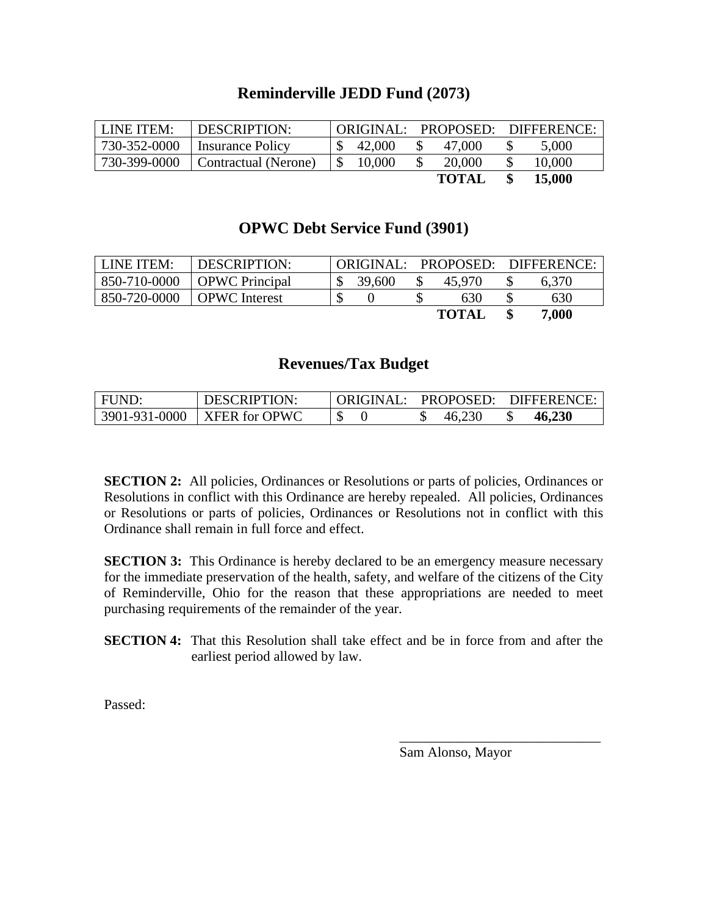## Reminderville JEDD Fund (2073)

| LINE ITEM: | DESCRIPTION: | ORIGINAL: | PROPOSED: | DIFFERENCE: |
|---|---|---|---|---|
| 730-352-0000 | Insurance Policy | $ 42,000 | $ 47,000 | $ 5,000 |
| 730-399-0000 | Contractual (Nerone) | $ 10,000 | $ 20,000 | $ 10,000 |
| | | | **TOTAL** | **$ 15,000** |

## OPWC Debt Service Fund (3901)

| LINE ITEM: | DESCRIPTION: | ORIGINAL: | PROPOSED: | DIFFERENCE: |
|---|---|---|---|---|
| 850-710-0000 | OPWC Principal | $ 39,600 | $ 45,970 | $ 6,370 |
| 850-720-0000 | OPWC Interest | $ 0 | $ 630 | $ 630 |
| | | | **TOTAL** | **$ 7,000** |

## Revenues/Tax Budget

| FUND: | DESCRIPTION: | ORIGINAL: | PROPOSED: | DIFFERENCE: |
|---|---|---|---|---|
| 3901-931-0000 | XFER for OPWC | $ 0 | $ 46,230 | $ **46,230** |

**SECTION 2:** All policies, Ordinances or Resolutions or parts of policies, Ordinances or Resolutions in conflict with this Ordinance are hereby repealed. All policies, Ordinances or Resolutions or parts of policies, Ordinances or Resolutions not in conflict with this Ordinance shall remain in full force and effect.

**SECTION 3:** This Ordinance is hereby declared to be an emergency measure necessary for the immediate preservation of the health, safety, and welfare of the citizens of the City of Reminderville, Ohio for the reason that these appropriations are needed to meet purchasing requirements of the remainder of the year.

**SECTION 4:** That this Resolution shall take effect and be in force from and after the earliest period allowed by law.

Passed:

______________________________
Sam Alonso, Mayor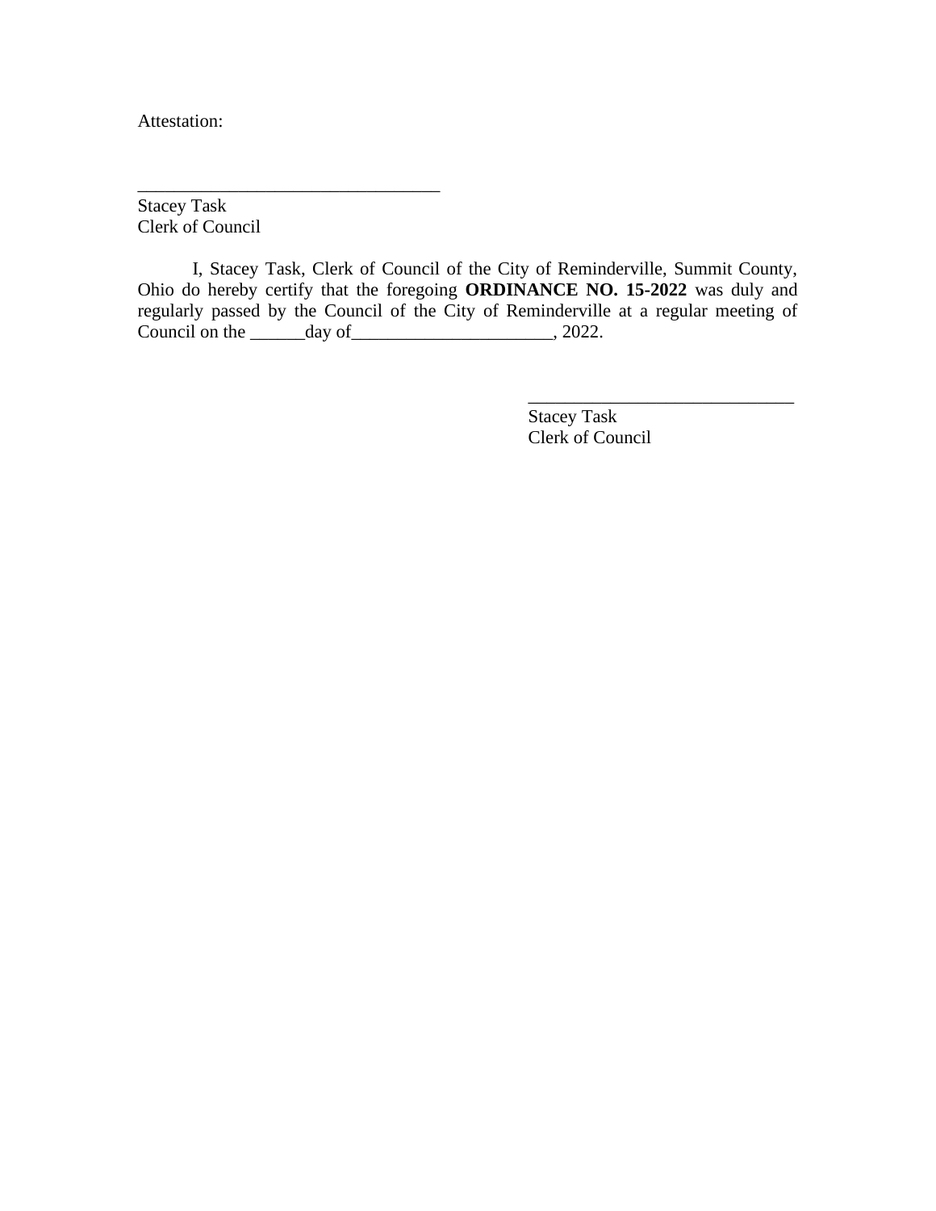Attestation:

\_\_\_\_\_\_\_\_\_\_\_\_\_\_\_\_\_\_\_\_\_\_\_\_\_\_\_\_\_\_\_\_\_\_

Stacey Task
Clerk of Council

I, Stacey Task, Clerk of Council of the City of Reminderville, Summit County, Ohio do hereby certify that the foregoing **ORDINANCE NO. 15-2022** was duly and regularly passed by the Council of the City of Reminderville at a regular meeting of Council on the ______day of______________________, 2022.

\_\_\_\_\_\_\_\_\_\_\_\_\_\_\_\_\_\_\_\_\_\_\_\_\_\_\_\_\_\_

Stacey Task
Clerk of Council